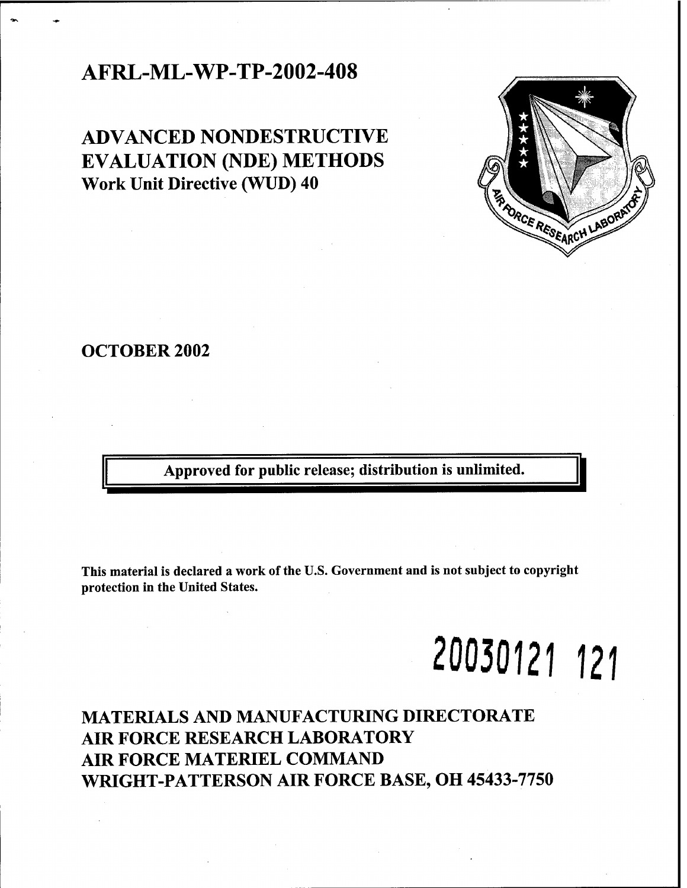# AFRL-ML-WP-TP-2002-408

## ADVANCED NONDESTRUCTIVE EVALUATION (NDE) METHODS

### Work Unit Directive (WUD) 40

**OCTOBER 2002**

**Approved for public release; distribution is unlimited.**

**This material is declared a work of the U.S. Government and is not subject to copyright protection in the United States.**

20030121 121

**MATERIALS AND MANUFACTURING DIRECTORATE**
**AIR FORCE RESEARCH LABORATORY**
**AIR FORCE MATERIEL COMMAND**
**WRIGHT-PATTERSON AIR FORCE BASE, OH 45433-7750**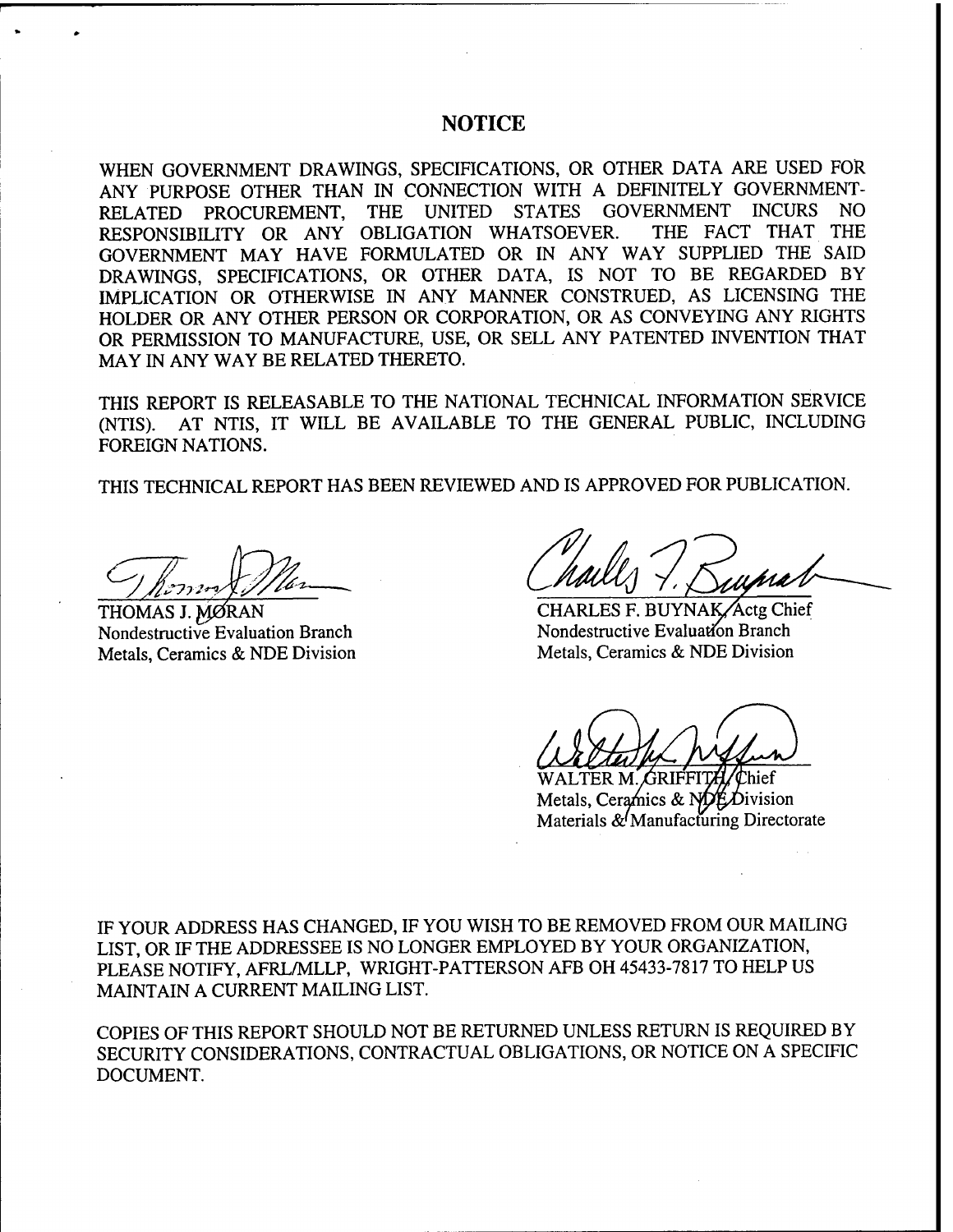# NOTICE

WHEN GOVERNMENT DRAWINGS, SPECIFICATIONS, OR OTHER DATA ARE USED FOR ANY PURPOSE OTHER THAN IN CONNECTION WITH A DEFINITELY GOVERNMENT-RELATED PROCUREMENT, THE UNITED STATES GOVERNMENT INCURS NO RESPONSIBILITY OR ANY OBLIGATION WHATSOEVER. THE FACT THAT THE GOVERNMENT MAY HAVE FORMULATED OR IN ANY WAY SUPPLIED THE SAID DRAWINGS, SPECIFICATIONS, OR OTHER DATA, IS NOT TO BE REGARDED BY IMPLICATION OR OTHERWISE IN ANY MANNER CONSTRUED, AS LICENSING THE HOLDER OR ANY OTHER PERSON OR CORPORATION, OR AS CONVEYING ANY RIGHTS OR PERMISSION TO MANUFACTURE, USE, OR SELL ANY PATENTED INVENTION THAT MAY IN ANY WAY BE RELATED THERETO.

THIS REPORT IS RELEASABLE TO THE NATIONAL TECHNICAL INFORMATION SERVICE (NTIS). AT NTIS, IT WILL BE AVAILABLE TO THE GENERAL PUBLIC, INCLUDING FOREIGN NATIONS.

THIS TECHNICAL REPORT HAS BEEN REVIEWED AND IS APPROVED FOR PUBLICATION.

THOMAS J. MORAN
Nondestructive Evaluation Branch
Metals, Ceramics & NDE Division

CHARLES F. BUYNAK, Actg Chief
Nondestructive Evaluation Branch
Metals, Ceramics & NDE Division

WALTER M. GRIFFITH, Chief
Metals, Ceramics & NDE Division
Materials & Manufacturing Directorate

IF YOUR ADDRESS HAS CHANGED, IF YOU WISH TO BE REMOVED FROM OUR MAILING LIST, OR IF THE ADDRESSEE IS NO LONGER EMPLOYED BY YOUR ORGANIZATION, PLEASE NOTIFY, AFRL/MLLP, WRIGHT-PATTERSON AFB OH 45433-7817 TO HELP US MAINTAIN A CURRENT MAILING LIST.

COPIES OF THIS REPORT SHOULD NOT BE RETURNED UNLESS RETURN IS REQUIRED BY SECURITY CONSIDERATIONS, CONTRACTUAL OBLIGATIONS, OR NOTICE ON A SPECIFIC DOCUMENT.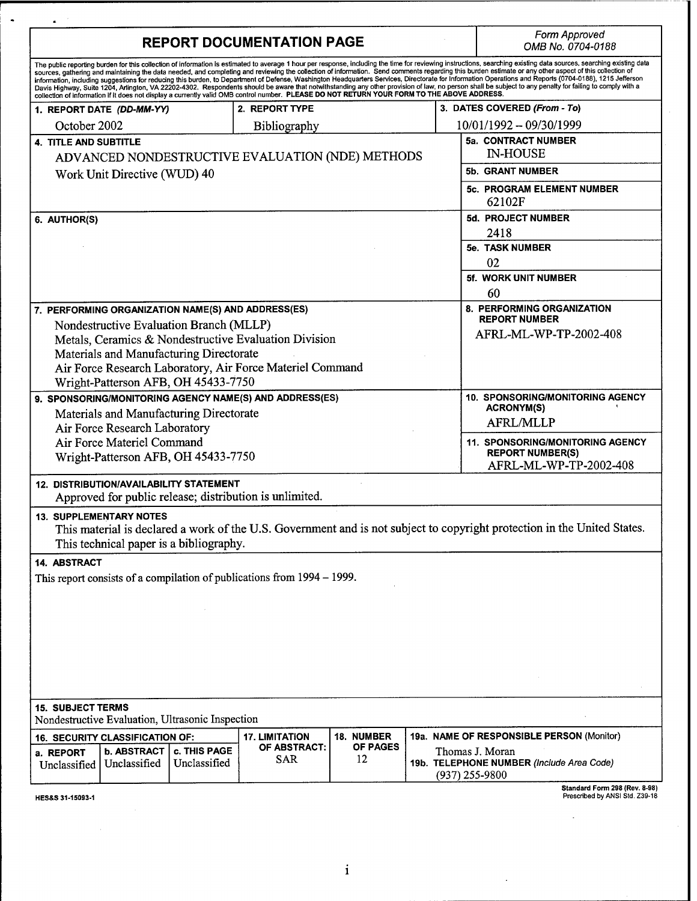# REPORT DOCUMENTATION PAGE

*Form Approved*
*OMB No. 0704-0188*

The public reporting burden for this collection of information is estimated to average 1 hour per response, including the time for reviewing instructions, searching existing data sources, searching existing data sources, gathering and maintaining the data needed, and completing and reviewing the collection of information. Send comments regarding this burden estimate or any other aspect of this collection of information, including suggestions for reducing this burden, to Department of Defense, Washington Headquarters Services, Directorate for Information Operations and Reports (0704-0188), 1215 Jefferson Davis Highway, Suite 1204, Arlington, VA 22202-4302. Respondents should be aware that notwithstanding any other provision of law, no person shall be subject to any penalty for failing to comply with a collection of information if it does not display a currently valid OMB control number. **PLEASE DO NOT RETURN YOUR FORM TO THE ABOVE ADDRESS.**

| 1. REPORT DATE *(DD-MM-YY)* | 2. REPORT TYPE | 3. DATES COVERED *(From - To)* |
|---|---|---|
| October 2002 | Bibliography | 10/01/1992 – 09/30/1999 |

**4. TITLE AND SUBTITLE**
ADVANCED NONDESTRUCTIVE EVALUATION (NDE) METHODS
Work Unit Directive (WUD) 40

**5a. CONTRACT NUMBER**
IN-HOUSE

**5b. GRANT NUMBER**

**5c. PROGRAM ELEMENT NUMBER**
62102F

**6. AUTHOR(S)**

**5d. PROJECT NUMBER**
2418

**5e. TASK NUMBER**
02

**5f. WORK UNIT NUMBER**
60

**7. PERFORMING ORGANIZATION NAME(S) AND ADDRESS(ES)**
Nondestructive Evaluation Branch (MLLP)
Metals, Ceramics & Nondestructive Evaluation Division
Materials and Manufacturing Directorate
Air Force Research Laboratory, Air Force Materiel Command
Wright-Patterson AFB, OH 45433-7750

**8. PERFORMING ORGANIZATION REPORT NUMBER**
AFRL-ML-WP-TP-2002-408

**9. SPONSORING/MONITORING AGENCY NAME(S) AND ADDRESS(ES)**
Materials and Manufacturing Directorate
Air Force Research Laboratory
Air Force Materiel Command
Wright-Patterson AFB, OH 45433-7750

**10. SPONSORING/MONITORING AGENCY ACRONYM(S)**
AFRL/MLLP

**11. SPONSORING/MONITORING AGENCY REPORT NUMBER(S)**
AFRL-ML-WP-TP-2002-408

**12. DISTRIBUTION/AVAILABILITY STATEMENT**
Approved for public release; distribution is unlimited.

**13. SUPPLEMENTARY NOTES**
This material is declared a work of the U.S. Government and is not subject to copyright protection in the United States.
This technical paper is a bibliography.

**14. ABSTRACT**
This report consists of a compilation of publications from 1994 – 1999.

**15. SUBJECT TERMS**
Nondestructive Evaluation, Ultrasonic Inspection

| 16. SECURITY CLASSIFICATION OF: | | | 17. LIMITATION OF ABSTRACT: | 18. NUMBER OF PAGES | 19a. NAME OF RESPONSIBLE PERSON (Monitor) |
|---|---|---|---|---|---|
| a. REPORT | b. ABSTRACT | c. THIS PAGE | | | Thomas J. Moran |
| Unclassified | Unclassified | Unclassified | SAR | 12 | 19b. TELEPHONE NUMBER *(Include Area Code)* (937) 255-9800 |

HES&S 31-15093-1

**Standard Form 298 (Rev. 8-98)**
Prescribed by ANSI Std. Z39-18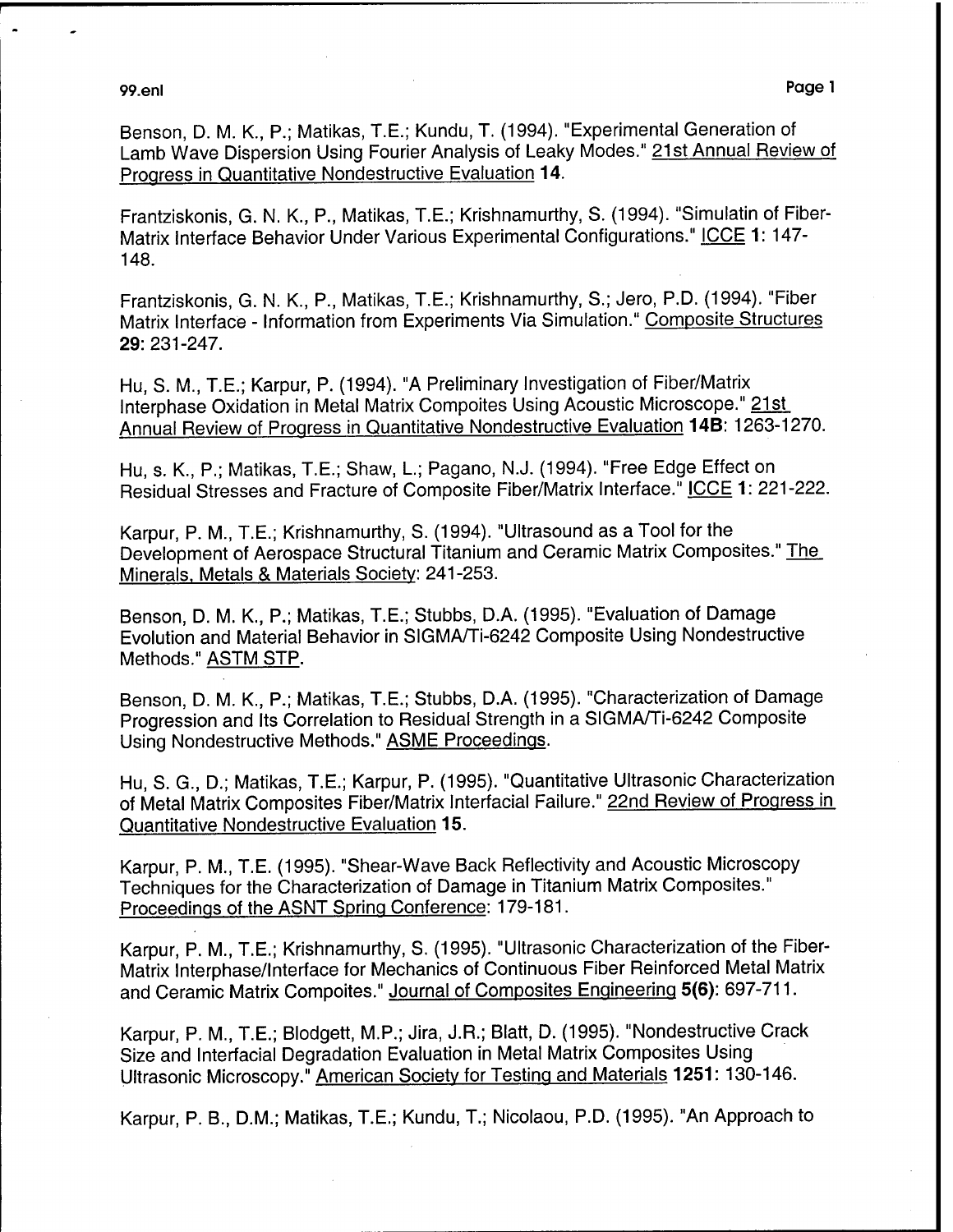Benson, D. M. K., P.; Matikas, T.E.; Kundu, T. (1994). "Experimental Generation of Lamb Wave Dispersion Using Fourier Analysis of Leaky Modes." 21st Annual Review of Progress in Quantitative Nondestructive Evaluation **14**.

Frantziskonis, G. N. K., P., Matikas, T.E.; Krishnamurthy, S. (1994). "Simulatin of Fiber-Matrix Interface Behavior Under Various Experimental Configurations." ICCE **1**: 147-148.

Frantziskonis, G. N. K., P., Matikas, T.E.; Krishnamurthy, S.; Jero, P.D. (1994). "Fiber Matrix Interface - Information from Experiments Via Simulation." Composite Structures **29**: 231-247.

Hu, S. M., T.E.; Karpur, P. (1994). "A Preliminary Investigation of Fiber/Matrix Interphase Oxidation in Metal Matrix Compoites Using Acoustic Microscope." 21st Annual Review of Progress in Quantitative Nondestructive Evaluation **14B**: 1263-1270.

Hu, s. K., P.; Matikas, T.E.; Shaw, L.; Pagano, N.J. (1994). "Free Edge Effect on Residual Stresses and Fracture of Composite Fiber/Matrix Interface." ICCE **1**: 221-222.

Karpur, P. M., T.E.; Krishnamurthy, S. (1994). "Ultrasound as a Tool for the Development of Aerospace Structural Titanium and Ceramic Matrix Composites." The Minerals, Metals & Materials Society: 241-253.

Benson, D. M. K., P.; Matikas, T.E.; Stubbs, D.A. (1995). "Evaluation of Damage Evolution and Material Behavior in SIGMA/Ti-6242 Composite Using Nondestructive Methods." ASTM STP.

Benson, D. M. K., P.; Matikas, T.E.; Stubbs, D.A. (1995). "Characterization of Damage Progression and Its Correlation to Residual Strength in a SIGMA/Ti-6242 Composite Using Nondestructive Methods." ASME Proceedings.

Hu, S. G., D.; Matikas, T.E.; Karpur, P. (1995). "Quantitative Ultrasonic Characterization of Metal Matrix Composites Fiber/Matrix Interfacial Failure." 22nd Review of Progress in Quantitative Nondestructive Evaluation **15**.

Karpur, P. M., T.E. (1995). "Shear-Wave Back Reflectivity and Acoustic Microscopy Techniques for the Characterization of Damage in Titanium Matrix Composites." Proceedings of the ASNT Spring Conference: 179-181.

Karpur, P. M., T.E.; Krishnamurthy, S. (1995). "Ultrasonic Characterization of the Fiber-Matrix Interphase/Interface for Mechanics of Continuous Fiber Reinforced Metal Matrix and Ceramic Matrix Compoites." Journal of Composites Engineering **5(6)**: 697-711.

Karpur, P. M., T.E.; Blodgett, M.P.; Jira, J.R.; Blatt, D. (1995). "Nondestructive Crack Size and Interfacial Degradation Evaluation in Metal Matrix Composites Using Ultrasonic Microscopy." American Society for Testing and Materials **1251**: 130-146.

Karpur, P. B., D.M.; Matikas, T.E.; Kundu, T.; Nicolaou, P.D. (1995). "An Approach to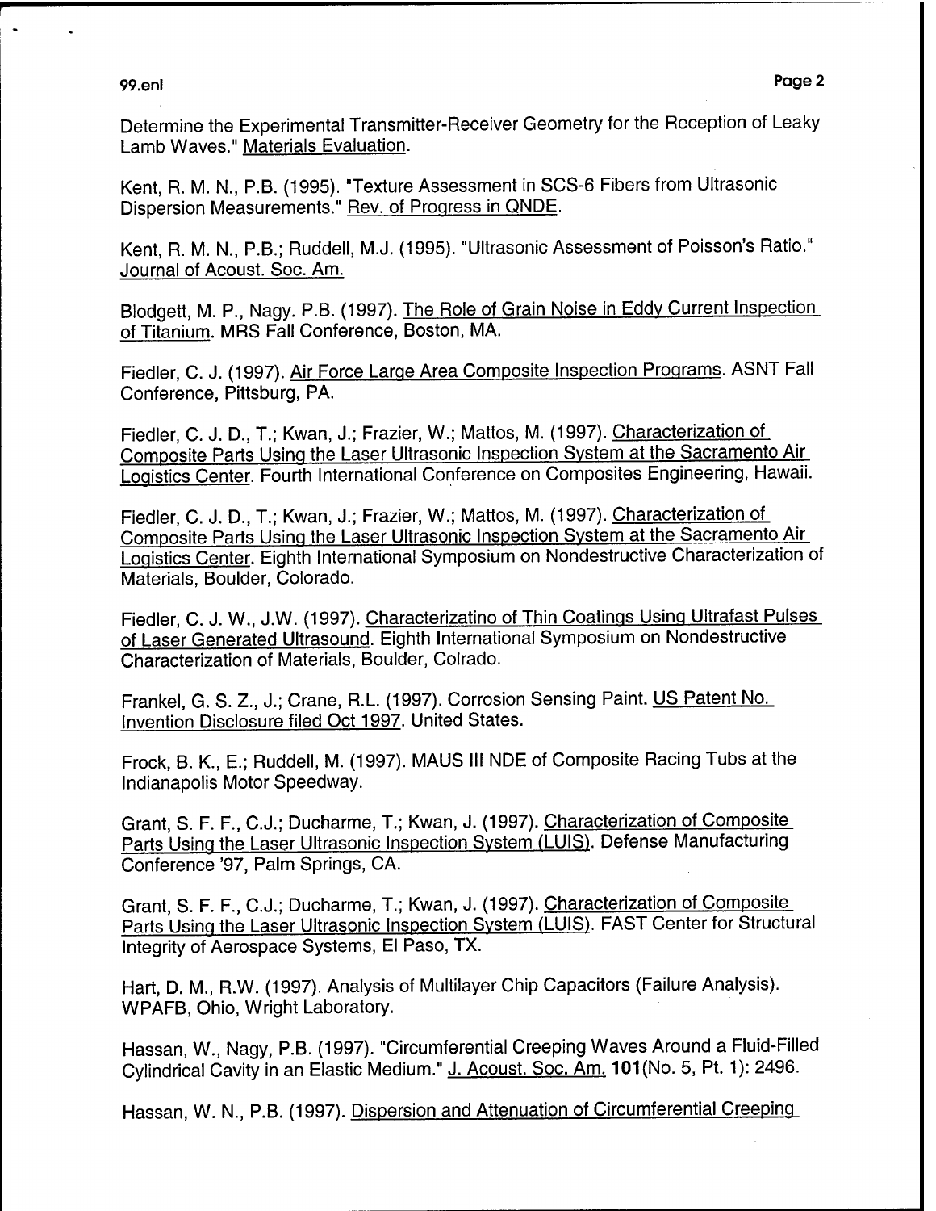Determine the Experimental Transmitter-Receiver Geometry for the Reception of Leaky Lamb Waves." Materials Evaluation.

Kent, R. M. N., P.B. (1995). "Texture Assessment in SCS-6 Fibers from Ultrasonic Dispersion Measurements." Rev. of Progress in QNDE.

Kent, R. M. N., P.B.; Ruddell, M.J. (1995). "Ultrasonic Assessment of Poisson's Ratio." Journal of Acoust. Soc. Am.

Blodgett, M. P., Nagy. P.B. (1997). The Role of Grain Noise in Eddy Current Inspection of Titanium. MRS Fall Conference, Boston, MA.

Fiedler, C. J. (1997). Air Force Large Area Composite Inspection Programs. ASNT Fall Conference, Pittsburg, PA.

Fiedler, C. J. D., T.; Kwan, J.; Frazier, W.; Mattos, M. (1997). Characterization of Composite Parts Using the Laser Ultrasonic Inspection System at the Sacramento Air Logistics Center. Fourth International Conference on Composites Engineering, Hawaii.

Fiedler, C. J. D., T.; Kwan, J.; Frazier, W.; Mattos, M. (1997). Characterization of Composite Parts Using the Laser Ultrasonic Inspection System at the Sacramento Air Logistics Center. Eighth International Symposium on Nondestructive Characterization of Materials, Boulder, Colorado.

Fiedler, C. J. W., J.W. (1997). Characterizatino of Thin Coatings Using Ultrafast Pulses of Laser Generated Ultrasound. Eighth International Symposium on Nondestructive Characterization of Materials, Boulder, Colrado.

Frankel, G. S. Z., J.; Crane, R.L. (1997). Corrosion Sensing Paint. US Patent No. Invention Disclosure filed Oct 1997. United States.

Frock, B. K., E.; Ruddell, M. (1997). MAUS III NDE of Composite Racing Tubs at the Indianapolis Motor Speedway.

Grant, S. F. F., C.J.; Ducharme, T.; Kwan, J. (1997). Characterization of Composite Parts Using the Laser Ultrasonic Inspection System (LUIS). Defense Manufacturing Conference '97, Palm Springs, CA.

Grant, S. F. F., C.J.; Ducharme, T.; Kwan, J. (1997). Characterization of Composite Parts Using the Laser Ultrasonic Inspection System (LUIS). FAST Center for Structural Integrity of Aerospace Systems, El Paso, TX.

Hart, D. M., R.W. (1997). Analysis of Multilayer Chip Capacitors (Failure Analysis). WPAFB, Ohio, Wright Laboratory.

Hassan, W., Nagy, P.B. (1997). "Circumferential Creeping Waves Around a Fluid-Filled Cylindrical Cavity in an Elastic Medium." J. Acoust. Soc. Am. **101**(No. 5, Pt. 1): 2496.

Hassan, W. N., P.B. (1997). Dispersion and Attenuation of Circumferential Creeping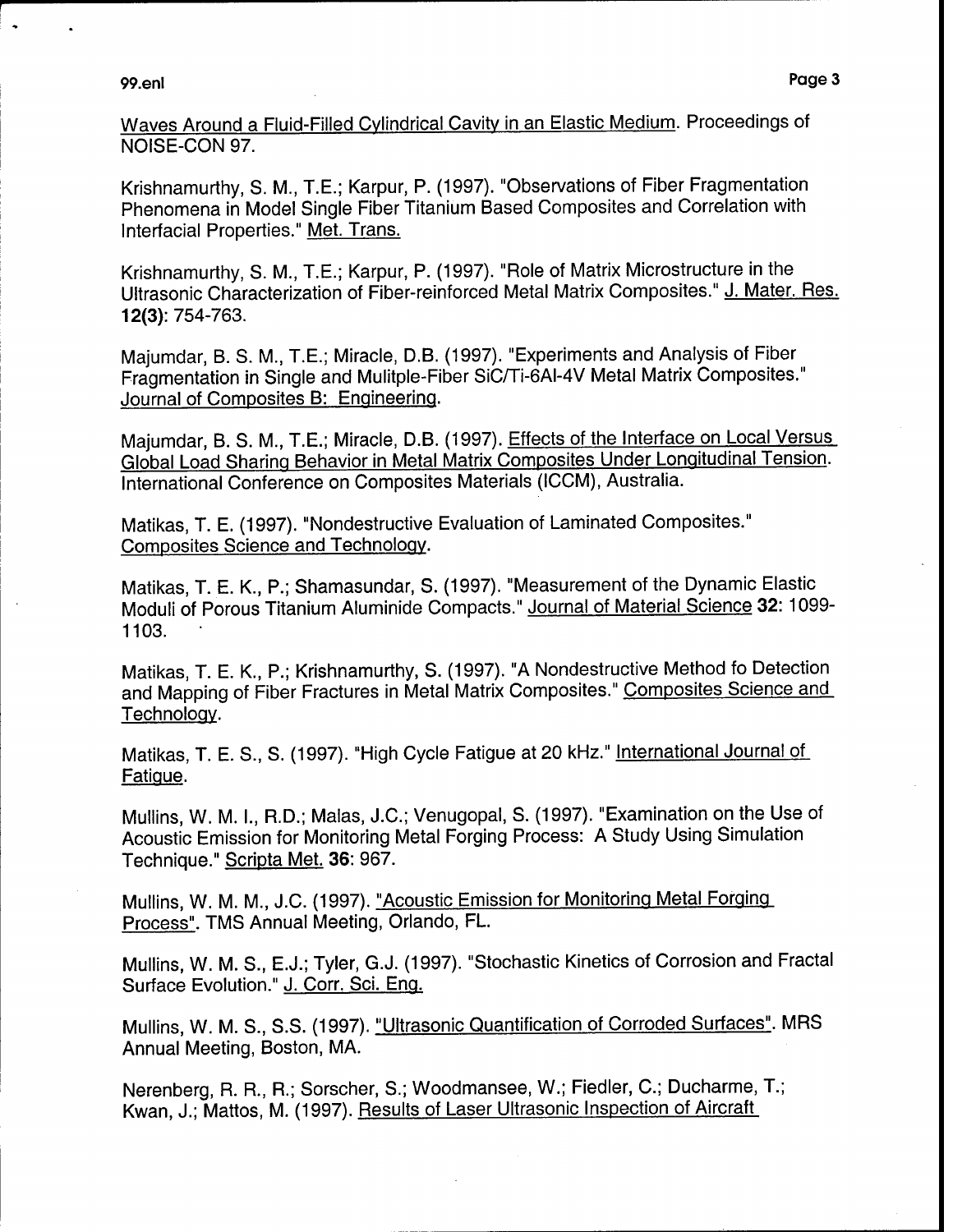Waves Around a Fluid-Filled Cylindrical Cavity in an Elastic Medium. Proceedings of NOISE-CON 97.

Krishnamurthy, S. M., T.E.; Karpur, P. (1997). "Observations of Fiber Fragmentation Phenomena in Model Single Fiber Titanium Based Composites and Correlation with Interfacial Properties." Met. Trans.

Krishnamurthy, S. M., T.E.; Karpur, P. (1997). "Role of Matrix Microstructure in the Ultrasonic Characterization of Fiber-reinforced Metal Matrix Composites." J. Mater. Res. **12(3)**: 754-763.

Majumdar, B. S. M., T.E.; Miracle, D.B. (1997). "Experiments and Analysis of Fiber Fragmentation in Single and Mulitple-Fiber SiC/Ti-6Al-4V Metal Matrix Composites." Journal of Composites B: Engineering.

Majumdar, B. S. M., T.E.; Miracle, D.B. (1997). Effects of the Interface on Local Versus Global Load Sharing Behavior in Metal Matrix Composites Under Longitudinal Tension. International Conference on Composites Materials (ICCM), Australia.

Matikas, T. E. (1997). "Nondestructive Evaluation of Laminated Composites." Composites Science and Technology.

Matikas, T. E. K., P.; Shamasundar, S. (1997). "Measurement of the Dynamic Elastic Moduli of Porous Titanium Aluminide Compacts." Journal of Material Science **32**: 1099-1103.

Matikas, T. E. K., P.; Krishnamurthy, S. (1997). "A Nondestructive Method fo Detection and Mapping of Fiber Fractures in Metal Matrix Composites." Composites Science and Technology.

Matikas, T. E. S., S. (1997). "High Cycle Fatigue at 20 kHz." International Journal of Fatigue.

Mullins, W. M. I., R.D.; Malas, J.C.; Venugopal, S. (1997). "Examination on the Use of Acoustic Emission for Monitoring Metal Forging Process: A Study Using Simulation Technique." Scripta Met. **36**: 967.

Mullins, W. M. M., J.C. (1997). "Acoustic Emission for Monitoring Metal Forging Process". TMS Annual Meeting, Orlando, FL.

Mullins, W. M. S., E.J.; Tyler, G.J. (1997). "Stochastic Kinetics of Corrosion and Fractal Surface Evolution." J. Corr. Sci. Eng.

Mullins, W. M. S., S.S. (1997). "Ultrasonic Quantification of Corroded Surfaces". MRS Annual Meeting, Boston, MA.

Nerenberg, R. R., R.; Sorscher, S.; Woodmansee, W.; Fiedler, C.; Ducharme, T.; Kwan, J.; Mattos, M. (1997). Results of Laser Ultrasonic Inspection of Aircraft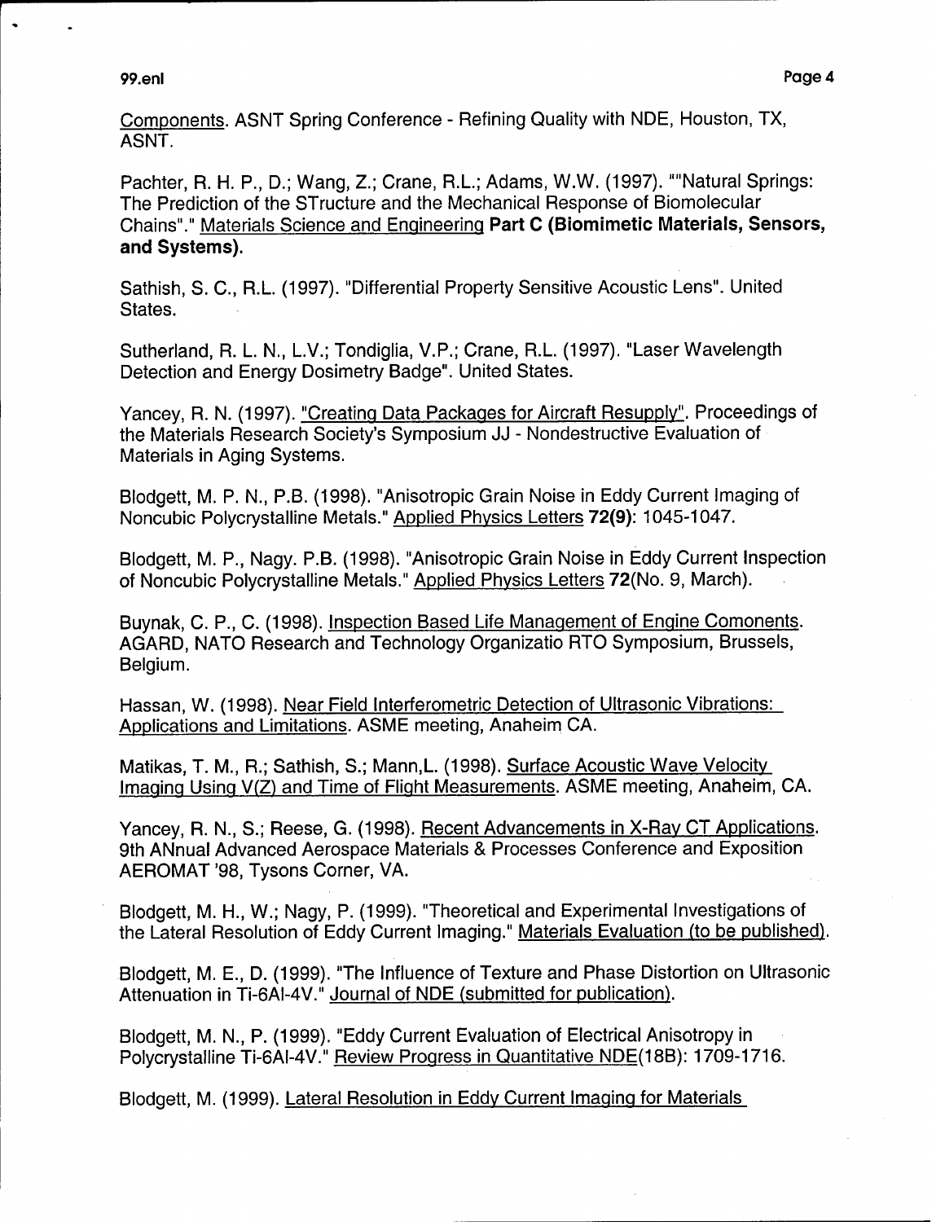Components. ASNT Spring Conference - Refining Quality with NDE, Houston, TX, ASNT.

Pachter, R. H. P., D.; Wang, Z.; Crane, R.L.; Adams, W.W. (1997). ""Natural Springs: The Prediction of the STructure and the Mechanical Response of Biomolecular Chains"." Materials Science and Engineering **Part C (Biomimetic Materials, Sensors, and Systems).**

Sathish, S. C., R.L. (1997). "Differential Property Sensitive Acoustic Lens". United States.

Sutherland, R. L. N., L.V.; Tondiglia, V.P.; Crane, R.L. (1997). "Laser Wavelength Detection and Energy Dosimetry Badge". United States.

Yancey, R. N. (1997). "Creating Data Packages for Aircraft Resupply". Proceedings of the Materials Research Society's Symposium JJ - Nondestructive Evaluation of Materials in Aging Systems.

Blodgett, M. P. N., P.B. (1998). "Anisotropic Grain Noise in Eddy Current Imaging of Noncubic Polycrystalline Metals." Applied Physics Letters **72(9)**: 1045-1047.

Blodgett, M. P., Nagy. P.B. (1998). "Anisotropic Grain Noise in Eddy Current Inspection of Noncubic Polycrystalline Metals." Applied Physics Letters **72**(No. 9, March).

Buynak, C. P., C. (1998). Inspection Based Life Management of Engine Comonents. AGARD, NATO Research and Technology Organizatio RTO Symposium, Brussels, Belgium.

Hassan, W. (1998). Near Field Interferometric Detection of Ultrasonic Vibrations: Applications and Limitations. ASME meeting, Anaheim CA.

Matikas, T. M., R.; Sathish, S.; Mann,L. (1998). Surface Acoustic Wave Velocity Imaging Using V(Z) and Time of Flight Measurements. ASME meeting, Anaheim, CA.

Yancey, R. N., S.; Reese, G. (1998). Recent Advancements in X-Ray CT Applications. 9th ANnual Advanced Aerospace Materials & Processes Conference and Exposition AEROMAT '98, Tysons Corner, VA.

Blodgett, M. H., W.; Nagy, P. (1999). "Theoretical and Experimental Investigations of the Lateral Resolution of Eddy Current Imaging." Materials Evaluation (to be published).

Blodgett, M. E., D. (1999). "The Influence of Texture and Phase Distortion on Ultrasonic Attenuation in Ti-6Al-4V." Journal of NDE (submitted for publication).

Blodgett, M. N., P. (1999). "Eddy Current Evaluation of Electrical Anisotropy in Polycrystalline Ti-6Al-4V." Review Progress in Quantitative NDE(18B): 1709-1716.

Blodgett, M. (1999). Lateral Resolution in Eddy Current Imaging for Materials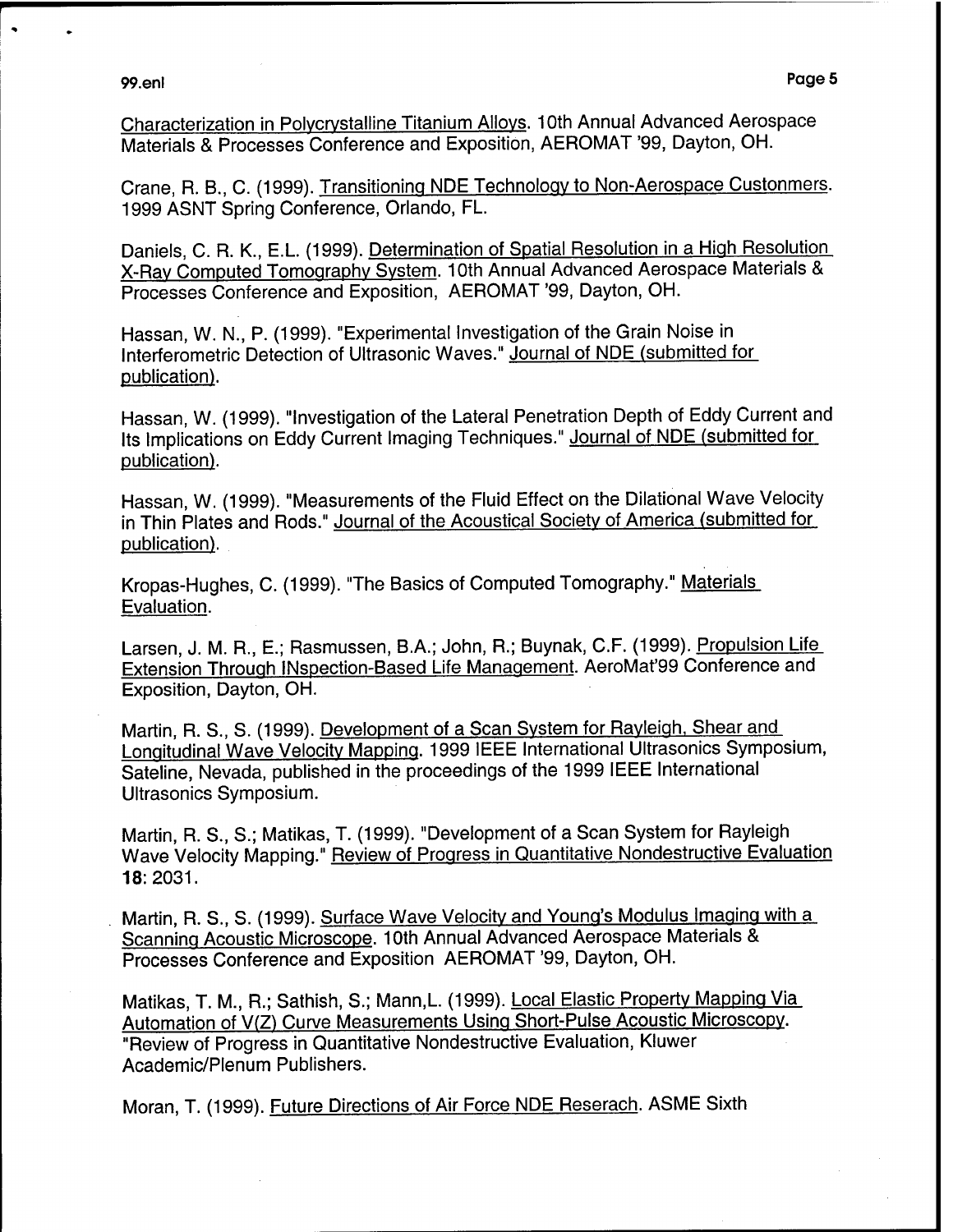Characterization in Polycrystalline Titanium Alloys. 10th Annual Advanced Aerospace Materials & Processes Conference and Exposition, AEROMAT '99, Dayton, OH.

Crane, R. B., C. (1999). Transitioning NDE Technology to Non-Aerospace Custonmers. 1999 ASNT Spring Conference, Orlando, FL.

Daniels, C. R. K., E.L. (1999). Determination of Spatial Resolution in a High Resolution X-Ray Computed Tomography System. 10th Annual Advanced Aerospace Materials & Processes Conference and Exposition, AEROMAT '99, Dayton, OH.

Hassan, W. N., P. (1999). "Experimental Investigation of the Grain Noise in Interferometric Detection of Ultrasonic Waves." Journal of NDE (submitted for publication).

Hassan, W. (1999). "Investigation of the Lateral Penetration Depth of Eddy Current and Its Implications on Eddy Current Imaging Techniques." Journal of NDE (submitted for publication).

Hassan, W. (1999). "Measurements of the Fluid Effect on the Dilational Wave Velocity in Thin Plates and Rods." Journal of the Acoustical Society of America (submitted for publication).

Kropas-Hughes, C. (1999). "The Basics of Computed Tomography." Materials Evaluation.

Larsen, J. M. R., E.; Rasmussen, B.A.; John, R.; Buynak, C.F. (1999). Propulsion Life Extension Through INspection-Based Life Management. AeroMat'99 Conference and Exposition, Dayton, OH.

Martin, R. S., S. (1999). Development of a Scan System for Rayleigh, Shear and Longitudinal Wave Velocity Mapping. 1999 IEEE International Ultrasonics Symposium, Sateline, Nevada, published in the proceedings of the 1999 IEEE International Ultrasonics Symposium.

Martin, R. S., S.; Matikas, T. (1999). "Development of a Scan System for Rayleigh Wave Velocity Mapping." Review of Progress in Quantitative Nondestructive Evaluation **18**: 2031.

Martin, R. S., S. (1999). Surface Wave Velocity and Young's Modulus Imaging with a Scanning Acoustic Microscope. 10th Annual Advanced Aerospace Materials & Processes Conference and Exposition AEROMAT '99, Dayton, OH.

Matikas, T. M., R.; Sathish, S.; Mann,L. (1999). Local Elastic Property Mapping Via Automation of V(Z) Curve Measurements Using Short-Pulse Acoustic Microscopy. "Review of Progress in Quantitative Nondestructive Evaluation, Kluwer Academic/Plenum Publishers.

Moran, T. (1999). Future Directions of Air Force NDE Reserach. ASME Sixth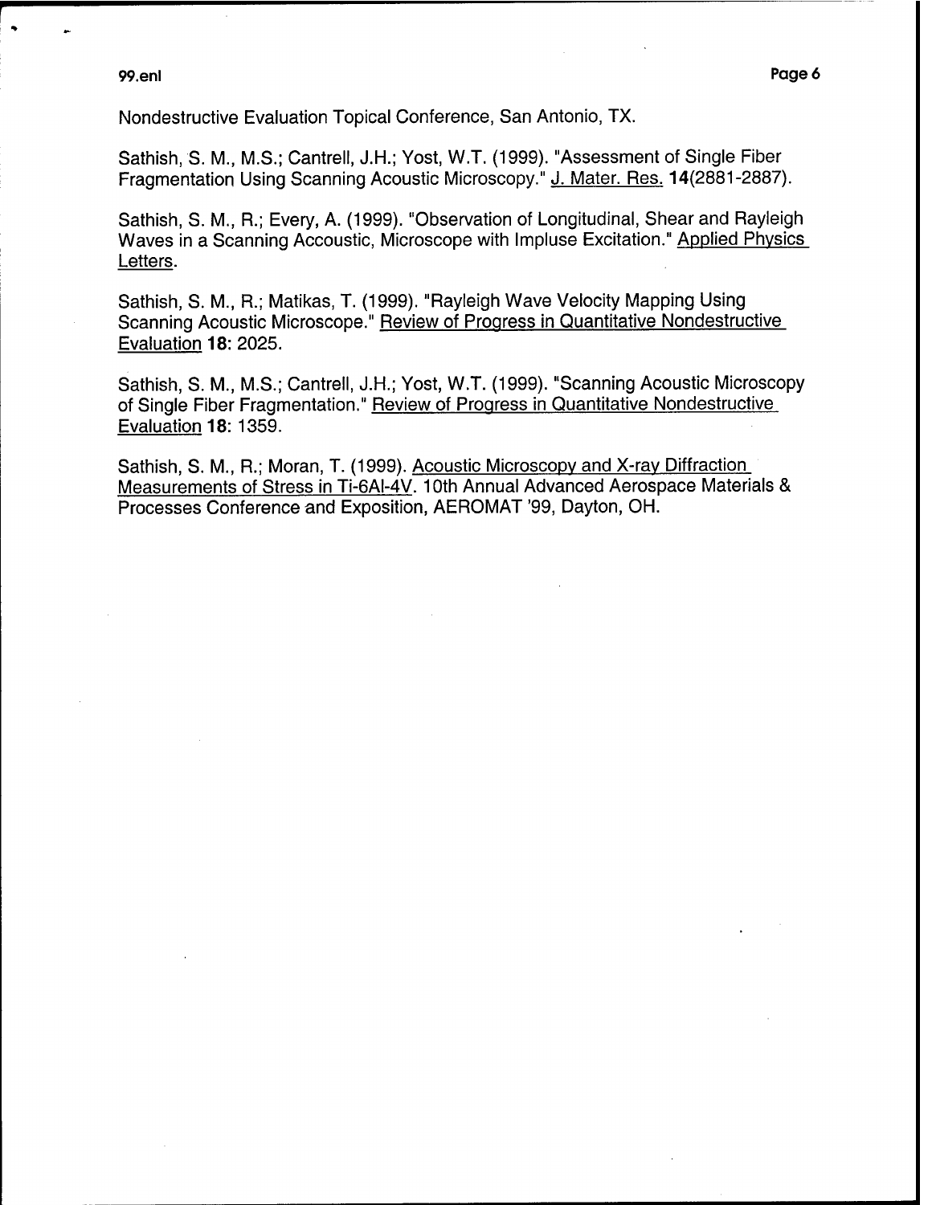Nondestructive Evaluation Topical Conference, San Antonio, TX.

Sathish, S. M., M.S.; Cantrell, J.H.; Yost, W.T. (1999). "Assessment of Single Fiber Fragmentation Using Scanning Acoustic Microscopy." J. Mater. Res. **14**(2881-2887).

Sathish, S. M., R.; Every, A. (1999). "Observation of Longitudinal, Shear and Rayleigh Waves in a Scanning Accoustic, Microscope with Impluse Excitation." Applied Physics Letters.

Sathish, S. M., R.; Matikas, T. (1999). "Rayleigh Wave Velocity Mapping Using Scanning Acoustic Microscope." Review of Progress in Quantitative Nondestructive Evaluation **18**: 2025.

Sathish, S. M., M.S.; Cantrell, J.H.; Yost, W.T. (1999). "Scanning Acoustic Microscopy of Single Fiber Fragmentation." Review of Progress in Quantitative Nondestructive Evaluation **18**: 1359.

Sathish, S. M., R.; Moran, T. (1999). Acoustic Microscopy and X-ray Diffraction Measurements of Stress in Ti-6Al-4V. 10th Annual Advanced Aerospace Materials & Processes Conference and Exposition, AEROMAT '99, Dayton, OH.